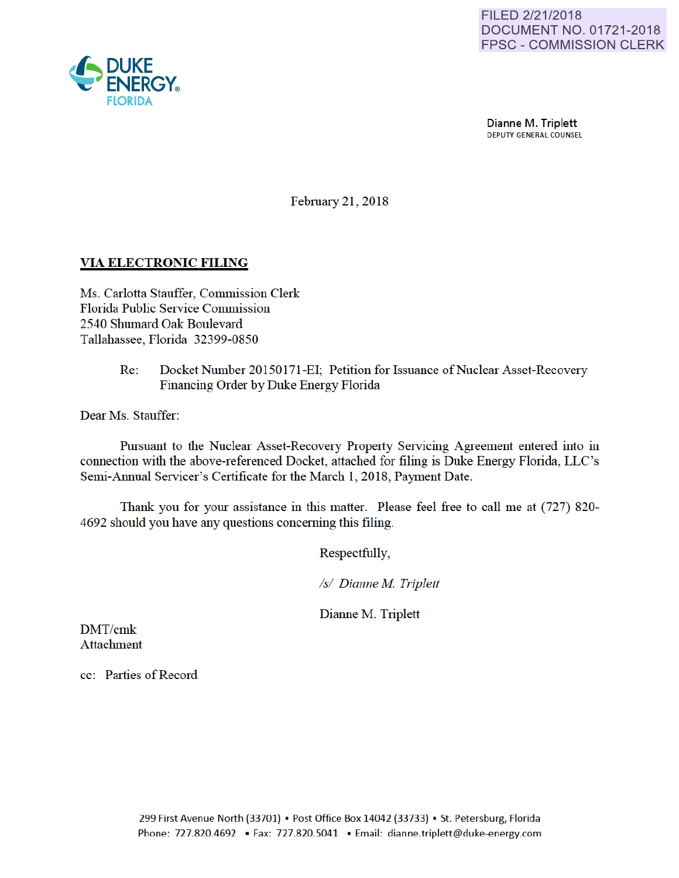FILED 2/21/2018
DOCUMENT NO. 01721-2018
FPSC - COMMISSION CLERK

DUKE ENERGY FLORIDA

Dianne M. Triplett
DEPUTY GENERAL COUNSEL

February 21, 2018

**VIA ELECTRONIC FILING**

Ms. Carlotta Stauffer, Commission Clerk
Florida Public Service Commission
2540 Shumard Oak Boulevard
Tallahassee, Florida 32399-0850

Re: Docket Number 20150171-EI; Petition for Issuance of Nuclear Asset-Recovery Financing Order by Duke Energy Florida

Dear Ms. Stauffer:

Pursuant to the Nuclear Asset-Recovery Property Servicing Agreement entered into in connection with the above-referenced Docket, attached for filing is Duke Energy Florida, LLC's Semi-Annual Servicer's Certificate for the March 1, 2018, Payment Date.

Thank you for your assistance in this matter. Please feel free to call me at (727) 820-4692 should you have any questions concerning this filing.

Respectfully,

*/s/ Dianne M. Triplett*

Dianne M. Triplett

DMT/cmk
Attachment

cc: Parties of Record

299 First Avenue North (33701) ▪ Post Office Box 14042 (33733) ▪ St. Petersburg, Florida
Phone: 727.820.4692 ▪ Fax: 727.820.5041 ▪ Email: dianne.triplett@duke-energy.com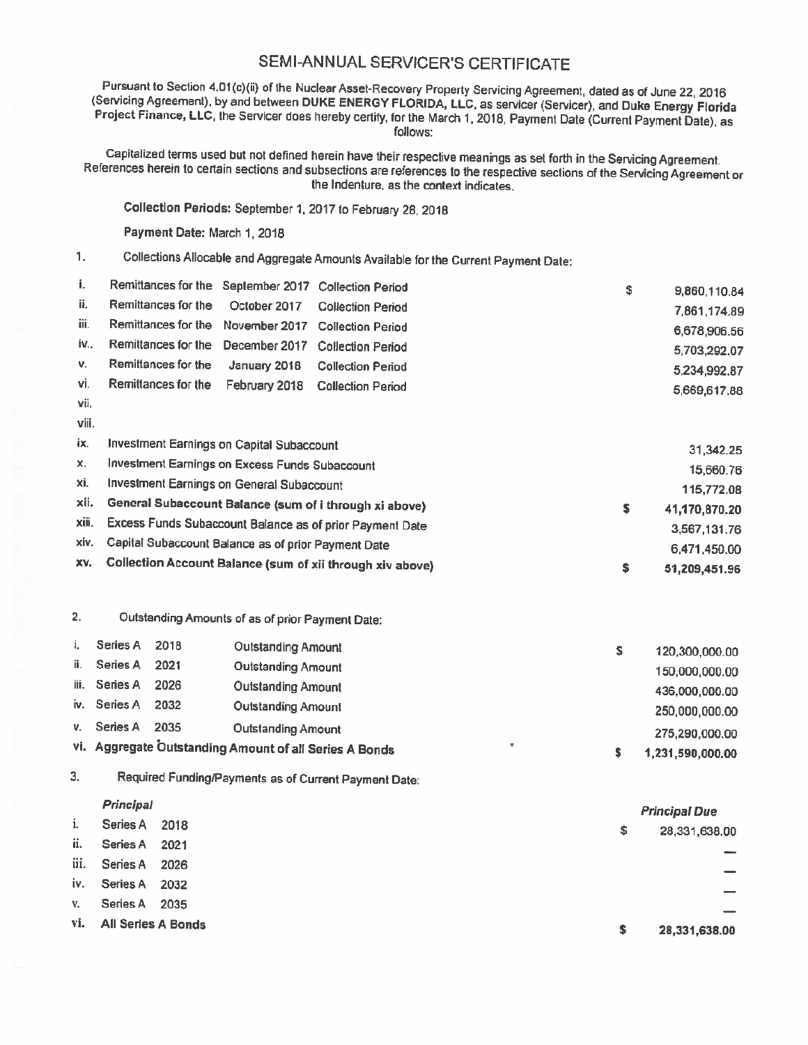# SEMI-ANNUAL SERVICER'S CERTIFICATE

Pursuant to Section 4.01(c)(ii) of the Nuclear Asset-Recovery Property Servicing Agreement, dated as of June 22, 2016 (Servicing Agreement), by and between **DUKE ENERGY FLORIDA, LLC**, as servicer (Servicer), and **Duke Energy Florida Project Finance, LLC**, the Servicer does hereby certify, for the March 1, 2018, Payment Date (Current Payment Date), as follows:

Capitalized terms used but not defined herein have their respective meanings as set forth in the Servicing Agreement. References herein to certain sections and subsections are references to the respective sections of the Servicing Agreement or the Indenture, as the context indicates.

**Collection Periods:** September 1, 2017 to February 28, 2018

**Payment Date:** March 1, 2018

1. Collections Allocable and Aggregate Amounts Available for the Current Payment Date:

| | | | |
|---|---|---|---|
| i. | Remittances for the September 2017 Collection Period | $ | 9,860,110.84 |
| ii. | Remittances for the October 2017 Collection Period | | 7,861,174.89 |
| iii. | Remittances for the November 2017 Collection Period | | 6,678,906.56 |
| iv.. | Remittances for the December 2017 Collection Period | | 5,703,292.07 |
| v. | Remittances for the January 2018 Collection Period | | 5,234,992.87 |
| vi. | Remittances for the February 2018 Collection Period | | 5,669,617.88 |
| vii. | | | |
| viii. | | | |
| ix. | Investment Earnings on Capital Subaccount | | 31,342.25 |
| x. | Investment Earnings on Excess Funds Subaccount | | 15,660.76 |
| xi. | Investment Earnings on General Subaccount | | 115,772.08 |
| xii. | **General Subaccount Balance (sum of i through xi above)** | **$** | **41,170,870.20** |
| xiii. | Excess Funds Subaccount Balance as of prior Payment Date | | 3,567,131.76 |
| xiv. | Capital Subaccount Balance as of prior Payment Date | | 6,471,450.00 |
| xv. | **Collection Account Balance (sum of xii through xiv above)** | **$** | **51,209,451.96** |

2. Outstanding Amounts of as of prior Payment Date:

| | | | | |
|---|---|---|---|---|
| i. | Series A 2018 | Outstanding Amount | $ | 120,300,000.00 |
| ii. | Series A 2021 | Outstanding Amount | | 150,000,000.00 |
| iii. | Series A 2026 | Outstanding Amount | | 436,000,000.00 |
| iv. | Series A 2032 | Outstanding Amount | | 250,000,000.00 |
| v. | Series A 2035 | Outstanding Amount | | 275,290,000.00 |
| vi. | **Aggregate Outstanding Amount of all Series A Bonds** | | **$** | **1,231,590,000.00** |

3. Required Funding/Payments as of Current Payment Date:

| | ***Principal*** | | ***Principal Due*** |
|---|---|---|---|
| i. | Series A 2018 | $ | 28,331,638.00 |
| ii. | Series A 2021 | | — |
| iii. | Series A 2026 | | — |
| iv. | Series A 2032 | | — |
| v. | Series A 2035 | | — |
| vi. | **All Series A Bonds** | **$** | **28,331,638.00** |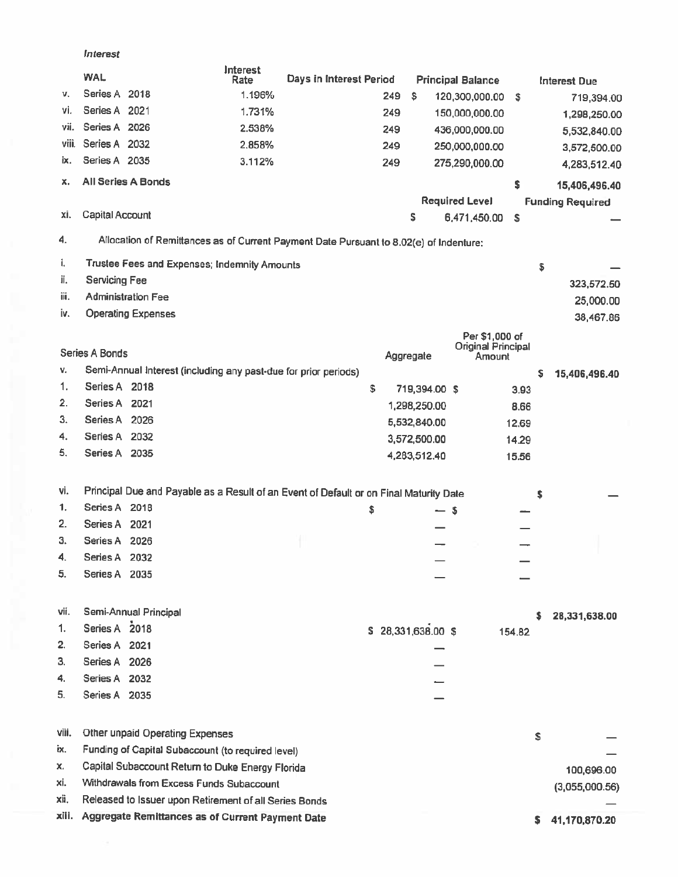*Interest*

| | WAL | Interest Rate | Days in Interest Period | Principal Balance | Interest Due |
|---|---|---|---|---|---|
| v. | Series A 2018 | 1.196% | 249 | $ 120,300,000.00 | $ 719,394.00 |
| vi. | Series A 2021 | 1.731% | 249 | 150,000,000.00 | 1,298,250.00 |
| vii. | Series A 2026 | 2.538% | 249 | 436,000,000.00 | 5,532,840.00 |
| viii. | Series A 2032 | 2.858% | 249 | 250,000,000.00 | 3,572,500.00 |
| ix. | Series A 2035 | 3.112% | 249 | 275,290,000.00 | 4,283,512.40 |
| x. | **All Series A Bonds** | | | | **$ 15,406,496.40** |

| | | Required Level | Funding Required |
|---|---|---|---|
| xi. | Capital Account | $ 6,471,450.00 | $ — |

4. Allocation of Remittances as of Current Payment Date Pursuant to 8.02(e) of Indenture:

| | | | | |
|---|---|---|---|---|
| i. | Trustee Fees and Expenses; Indemnity Amounts | | | $ — |
| ii. | Servicing Fee | | | 323,572.50 |
| iii. | Administration Fee | | | 25,000.00 |
| iv. | Operating Expenses | | | 38,467.86 |

| | Series A Bonds | Aggregate | Per $1,000 of Original Principal Amount | |
|---|---|---|---|---|
| v. | Semi-Annual Interest (including any past-due for prior periods) | | | $ 15,406,496.40 |
| 1. | Series A 2018 | $ 719,394.00 | $ 3.93 | |
| 2. | Series A 2021 | 1,298,250.00 | 8.66 | |
| 3. | Series A 2026 | 5,532,840.00 | 12.69 | |
| 4. | Series A 2032 | 3,572,500.00 | 14.29 | |
| 5. | Series A 2035 | 4,283,512.40 | 15.56 | |
| vi. | Principal Due and Payable as a Result of an Event of Default or on Final Maturity Date | | | $ — |
| 1. | Series A 2018 | $ — | $ — | |
| 2. | Series A 2021 | — | — | |
| 3. | Series A 2026 | — | — | |
| 4. | Series A 2032 | — | — | |
| 5. | Series A 2035 | — | — | |
| vii. | Semi-Annual Principal | | | $ 28,331,638.00 |
| 1. | Series A 2018 | $ 28,331,638.00 | $ 154.82 | |
| 2. | Series A 2021 | — | | |
| 3. | Series A 2026 | — | | |
| 4. | Series A 2032 | — | | |
| 5. | Series A 2035 | — | | |

| | | |
|---|---|---|
| viii. | Other unpaid Operating Expenses | $ — |
| ix. | Funding of Capital Subaccount (to required level) | — |
| x. | Capital Subaccount Return to Duke Energy Florida | 100,696.00 |
| xi. | Withdrawals from Excess Funds Subaccount | (3,055,000.56) |
| xii. | Released to Issuer upon Retirement of all Series Bonds | — |
| xiii. | **Aggregate Remittances as of Current Payment Date** | **$ 41,170,870.20** |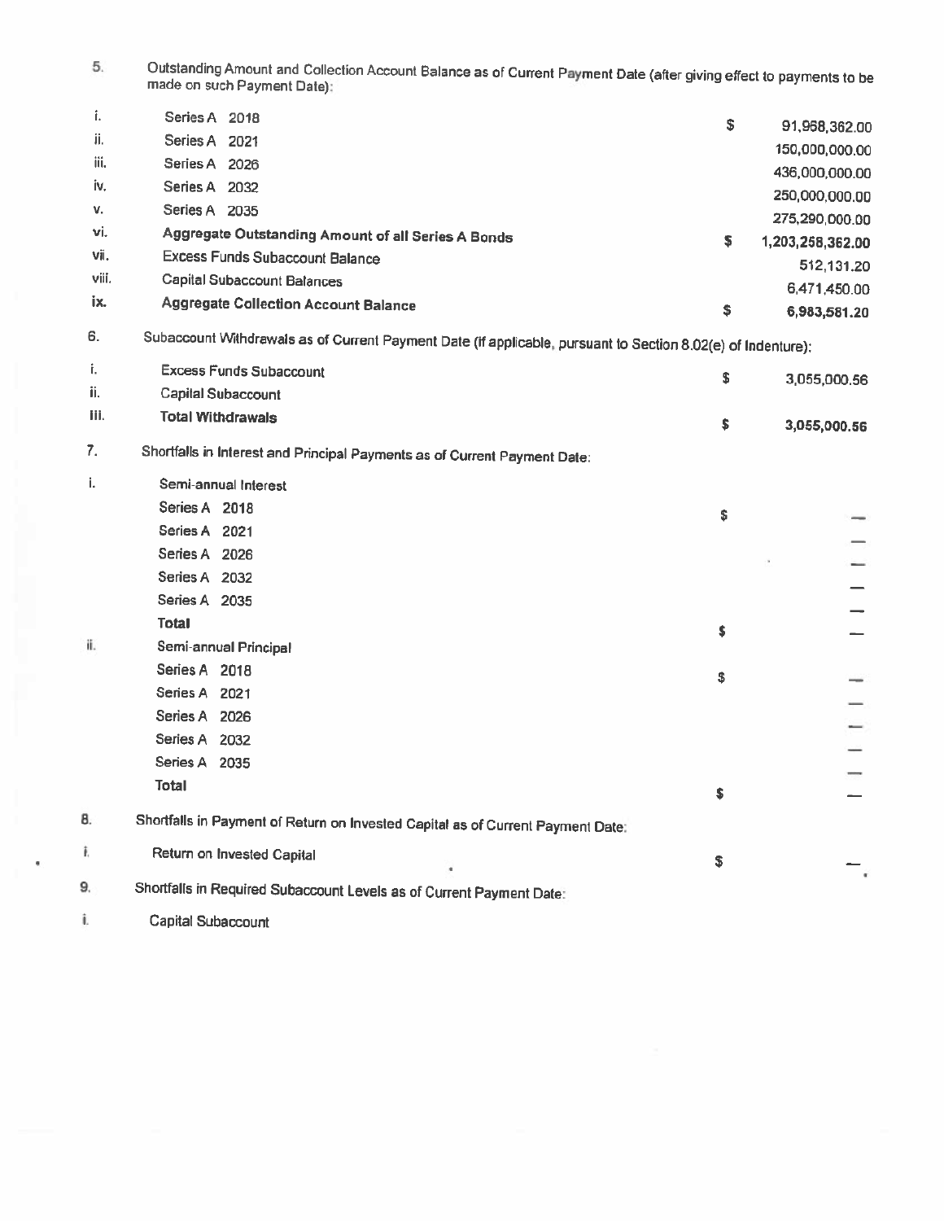5. Outstanding Amount and Collection Account Balance as of Current Payment Date (after giving effect to payments to be made on such Payment Date):

| | | | |
|---|---|---|---|
| i. | Series A 2018 | $ | 91,968,362.00 |
| ii. | Series A 2021 | | 150,000,000.00 |
| iii. | Series A 2026 | | 436,000,000.00 |
| iv. | Series A 2032 | | 250,000,000.00 |
| v. | Series A 2035 | | 275,290,000.00 |
| vi. | **Aggregate Outstanding Amount of all Series A Bonds** | $ | **1,203,258,362.00** |
| vii. | Excess Funds Subaccount Balance | | 512,131.20 |
| viii. | Capital Subaccount Balances | | 6,471,450.00 |
| ix. | **Aggregate Collection Account Balance** | $ | **6,983,581.20** |

6. Subaccount Withdrawals as of Current Payment Date (if applicable, pursuant to Section 8.02(e) of Indenture):

| | | | |
|---|---|---|---|
| i. | Excess Funds Subaccount | $ | 3,055,000.56 |
| ii. | Capital Subaccount | | |
| iii. | **Total Withdrawals** | $ | **3,055,000.56** |

7. Shortfalls in Interest and Principal Payments as of Current Payment Date:

| | | | |
|---|---|---|---|
| i. | Semi-annual Interest | | |
| | Series A 2018 | $ | — |
| | Series A 2021 | | — |
| | Series A 2026 | | — |
| | Series A 2032 | | — |
| | Series A 2035 | | — |
| | **Total** | $ | — |
| ii. | Semi-annual Principal | | |
| | Series A 2018 | $ | — |
| | Series A 2021 | | — |
| | Series A 2026 | | — |
| | Series A 2032 | | — |
| | Series A 2035 | | — |
| | **Total** | $ | — |

8. Shortfalls in Payment of Return on Invested Capital as of Current Payment Date:

| | | | |
|---|---|---|---|
| i. | Return on Invested Capital | $ | — |

9. Shortfalls in Required Subaccount Levels as of Current Payment Date:

i. Capital Subaccount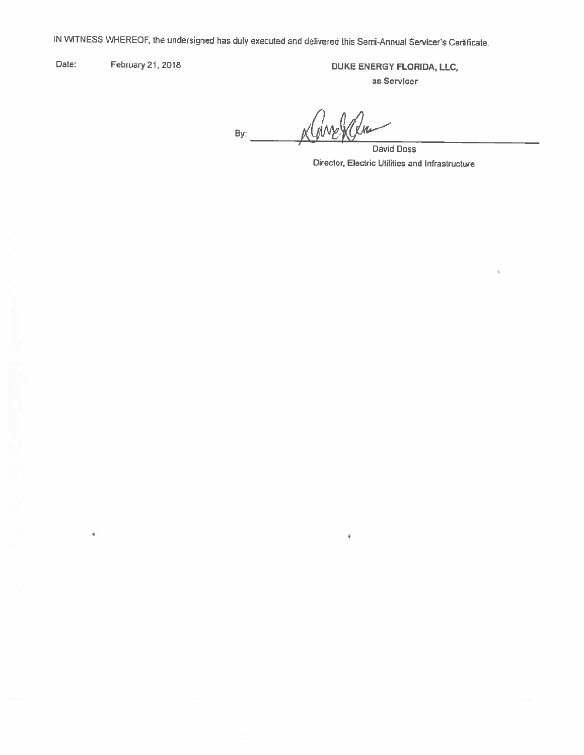IN WITNESS WHEREOF, the undersigned has duly executed and delivered this Semi-Annual Servicer's Certificate.

Date: February 21, 2018

**DUKE ENERGY FLORIDA, LLC,**
**as Servicer**

By: ______________________________
David Doss
Director, Electric Utilities and Infrastructure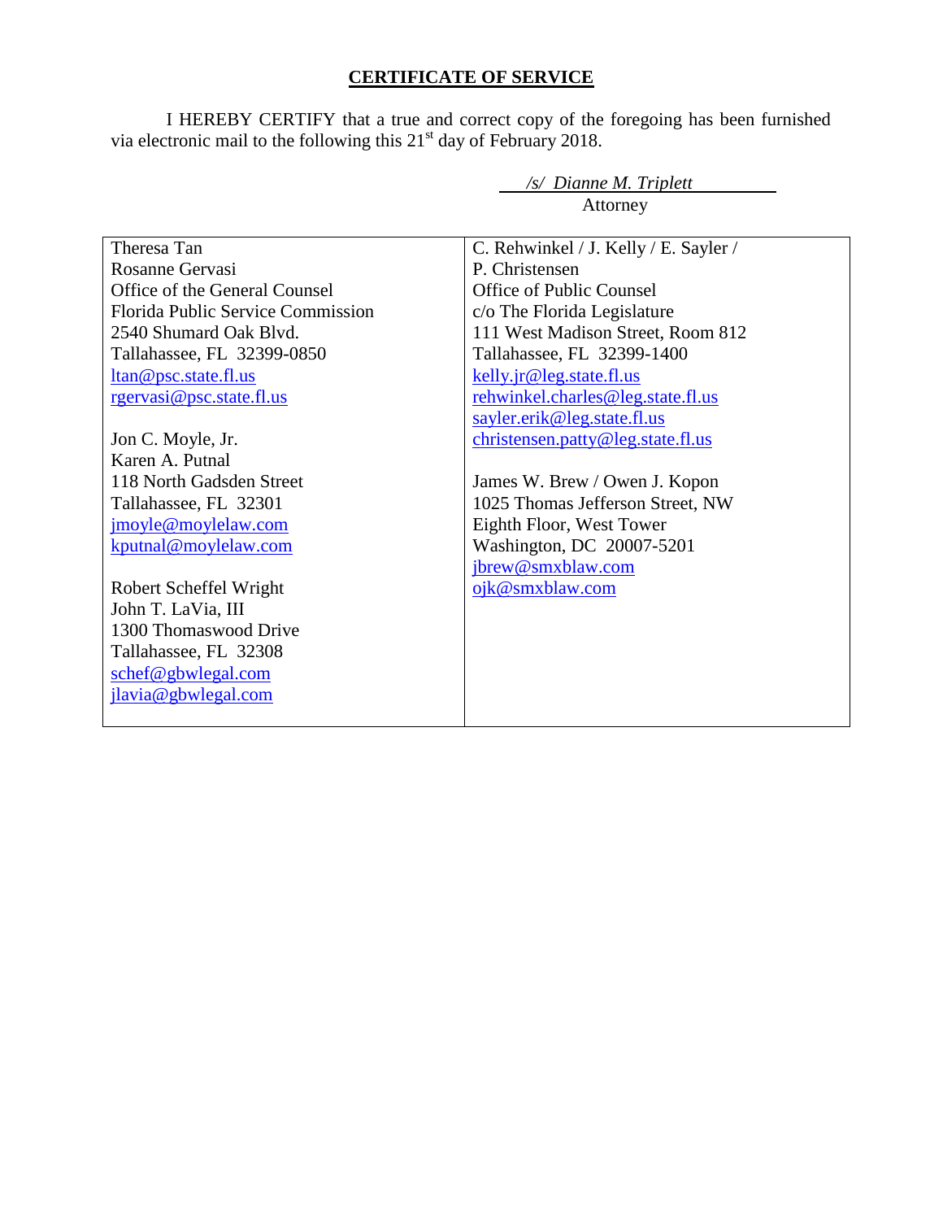## CERTIFICATE OF SERVICE

I HEREBY CERTIFY that a true and correct copy of the foregoing has been furnished via electronic mail to the following this 21st day of February 2018.

*/s/ Dianne M. Triplett*
Attorney

| | |
|---|---|
| Theresa Tan<br>Rosanne Gervasi<br>Office of the General Counsel<br>Florida Public Service Commission<br>2540 Shumard Oak Blvd.<br>Tallahassee, FL 32399-0850<br>ltan@psc.state.fl.us<br>rgervasi@psc.state.fl.us<br><br>Jon C. Moyle, Jr.<br>Karen A. Putnal<br>118 North Gadsden Street<br>Tallahassee, FL 32301<br>jmoyle@moylelaw.com<br>kputnal@moylelaw.com<br><br>Robert Scheffel Wright<br>John T. LaVia, III<br>1300 Thomaswood Drive<br>Tallahassee, FL 32308<br>schef@gbwlegal.com<br>jlavia@gbwlegal.com | C. Rehwinkel / J. Kelly / E. Sayler /<br>P. Christensen<br>Office of Public Counsel<br>c/o The Florida Legislature<br>111 West Madison Street, Room 812<br>Tallahassee, FL 32399-1400<br>kelly.jr@leg.state.fl.us<br>rehwinkel.charles@leg.state.fl.us<br>sayler.erik@leg.state.fl.us<br>christensen.patty@leg.state.fl.us<br><br>James W. Brew / Owen J. Kopon<br>1025 Thomas Jefferson Street, NW<br>Eighth Floor, West Tower<br>Washington, DC 20007-5201<br>jbrew@smxblaw.com<br>ojk@smxblaw.com |